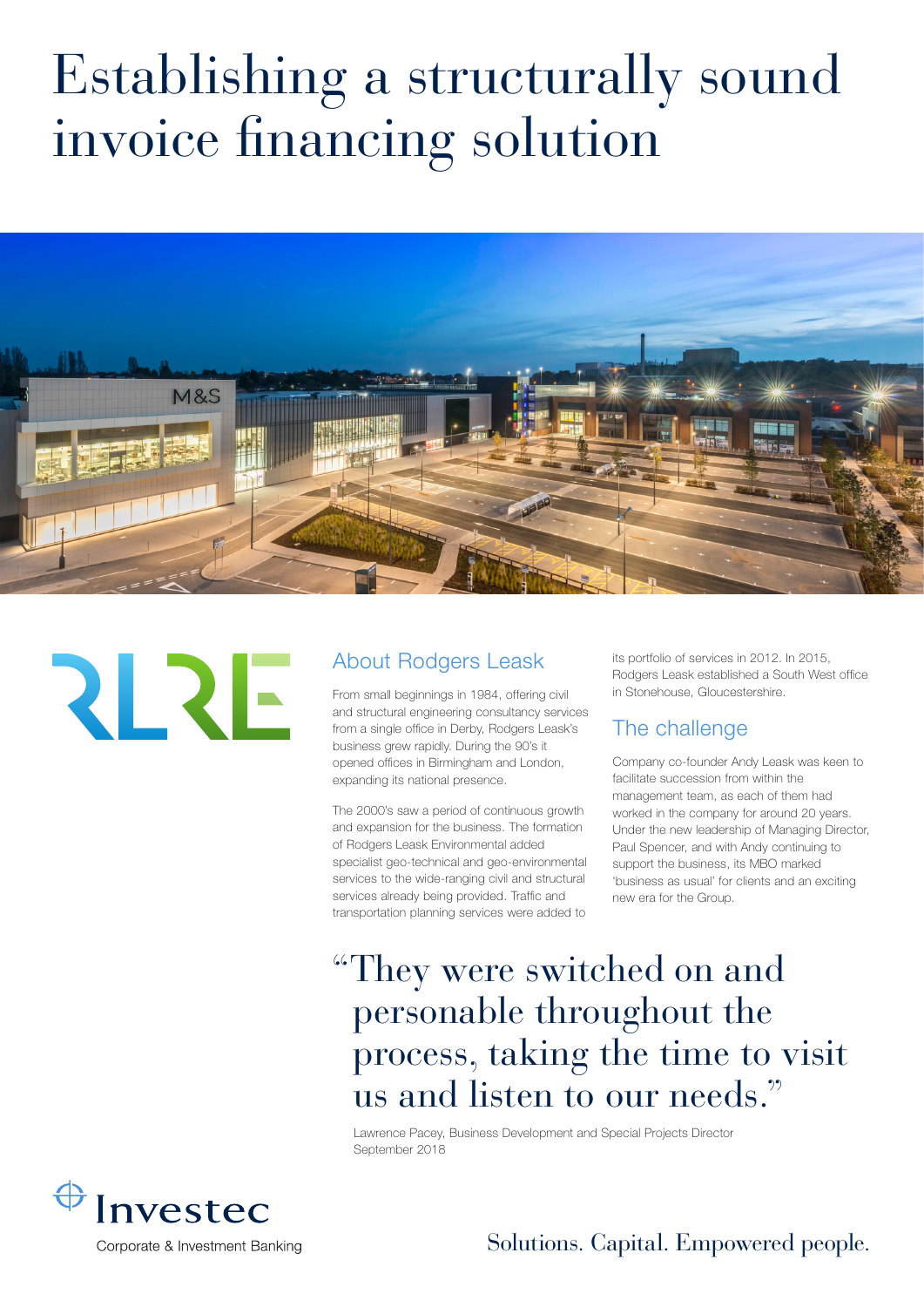# Establishing a structurally sound invoice financing solution

## About Rodgers Leask

From small beginnings in 1984, offering civil and structural engineering consultancy services from a single office in Derby, Rodgers Leask's business grew rapidly. During the 90's it opened offices in Birmingham and London, expanding its national presence.

The 2000's saw a period of continuous growth and expansion for the business. The formation of Rodgers Leask Environmental added specialist geo-technical and geo-environmental services to the wide-ranging civil and structural services already being provided. Traffic and transportation planning services were added to its portfolio of services in 2012. In 2015, Rodgers Leask established a South West office in Stonehouse, Gloucestershire.

## The challenge

Company co-founder Andy Leask was keen to facilitate succession from within the management team, as each of them had worked in the company for around 20 years. Under the new leadership of Managing Director, Paul Spencer, and with Andy continuing to support the business, its MBO marked 'business as usual' for clients and an exciting new era for the Group.

> "They were switched on and personable throughout the process, taking the time to visit us and listen to our needs."
>
> Lawrence Pacey, Business Development and Special Projects Director
> September 2018

Investec Corporate & Investment Banking

Solutions. Capital. Empowered people.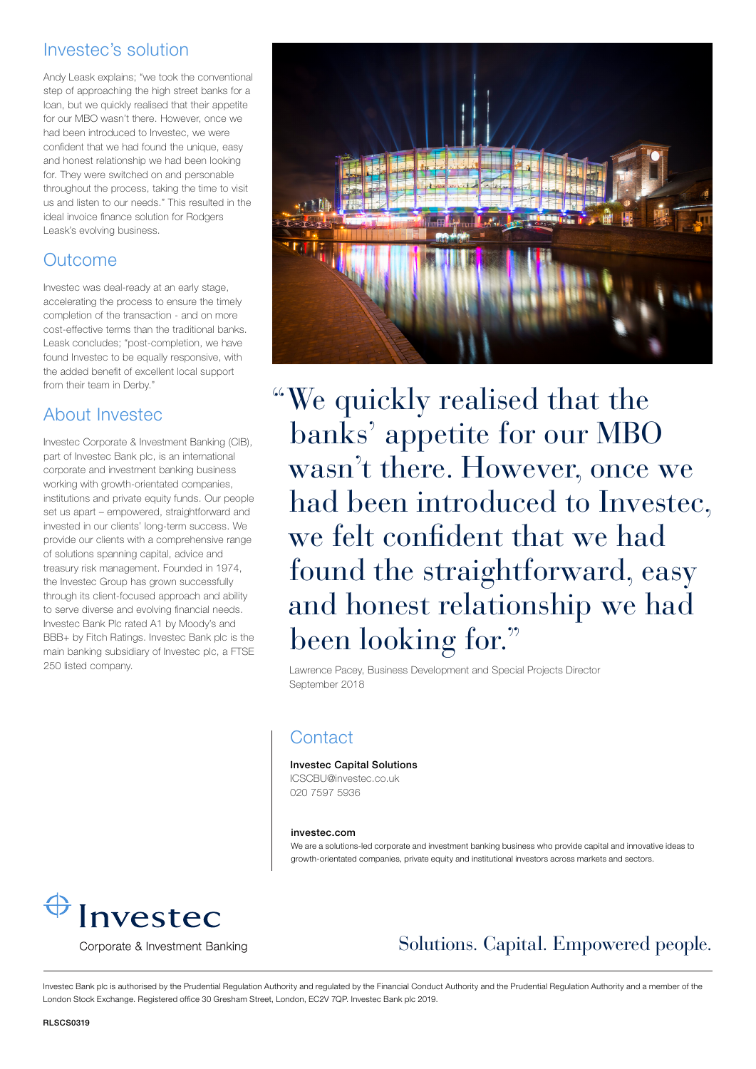## Investec's solution

Andy Leask explains; "we took the conventional step of approaching the high street banks for a loan, but we quickly realised that their appetite for our MBO wasn't there. However, once we had been introduced to Investec, we were confident that we had found the unique, easy and honest relationship we had been looking for. They were switched on and personable throughout the process, taking the time to visit us and listen to our needs." This resulted in the ideal invoice finance solution for Rodgers Leask's evolving business.

## Outcome

Investec was deal-ready at an early stage, accelerating the process to ensure the timely completion of the transaction - and on more cost-effective terms than the traditional banks. Leask concludes; "post-completion, we have found Investec to be equally responsive, with the added benefit of excellent local support from their team in Derby."

## About Investec

Investec Corporate & Investment Banking (CIB), part of Investec Bank plc, is an international corporate and investment banking business working with growth-orientated companies, institutions and private equity funds. Our people set us apart – empowered, straightforward and invested in our clients' long-term success. We provide our clients with a comprehensive range of solutions spanning capital, advice and treasury risk management. Founded in 1974, the Investec Group has grown successfully through its client-focused approach and ability to serve diverse and evolving financial needs. Investec Bank Plc rated A1 by Moody's and BBB+ by Fitch Ratings. Investec Bank plc is the main banking subsidiary of Investec plc, a FTSE 250 listed company.

> "We quickly realised that the banks' appetite for our MBO wasn't there. However, once we had been introduced to Investec, we felt confident that we had found the straightforward, easy and honest relationship we had been looking for."

Lawrence Pacey, Business Development and Special Projects Director
September 2018

## Contact

**Investec Capital Solutions**
ICSCBU@investec.co.uk
020 7597 5936

**investec.com**
We are a solutions-led corporate and investment banking business who provide capital and innovative ideas to growth-orientated companies, private equity and institutional investors across markets and sectors.

Investec
Corporate & Investment Banking

Solutions. Capital. Empowered people.

Investec Bank plc is authorised by the Prudential Regulation Authority and regulated by the Financial Conduct Authority and the Prudential Regulation Authority and a member of the London Stock Exchange. Registered office 30 Gresham Street, London, EC2V 7QP. Investec Bank plc 2019.

RLSCS0319